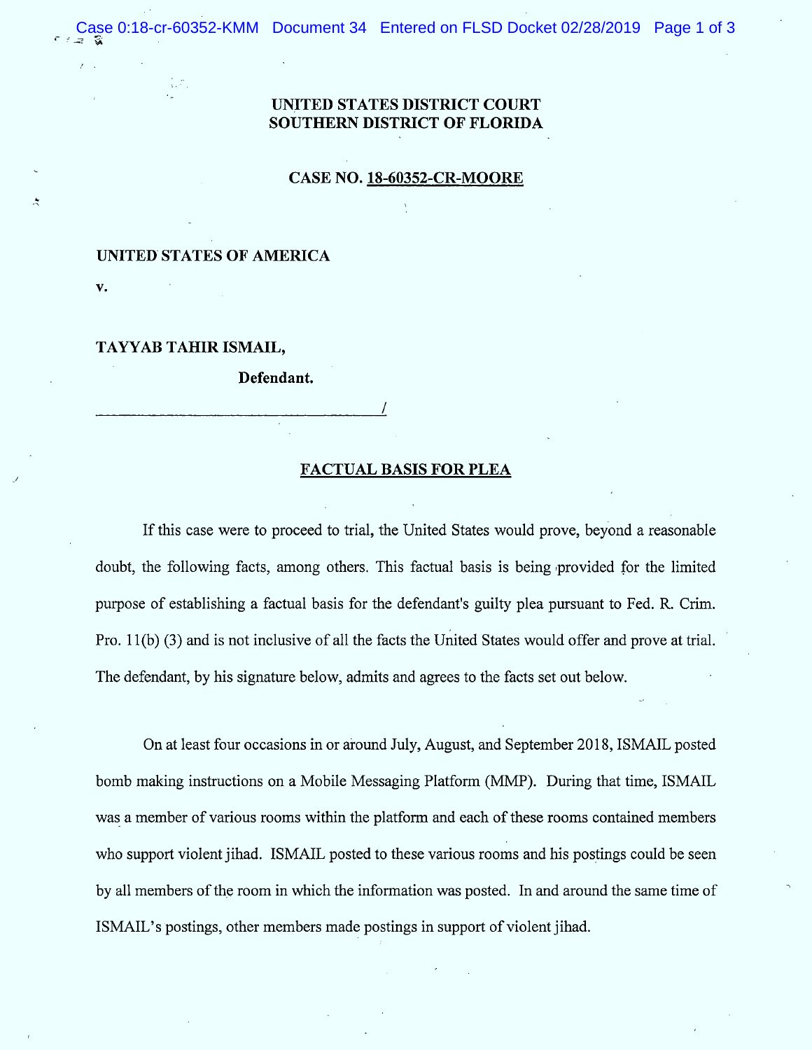# UNITED STATES DISTRICT COURT
# SOUTHERN DISTRICT OF FLORIDA

**CASE NO. 18-60352-CR-MOORE**

**UNITED STATES OF AMERICA**

**v.**

**TAYYAB TAHIR ISMAIL,**

**Defendant.**

_____________________________________/

## FACTUAL BASIS FOR PLEA

If this case were to proceed to trial, the United States would prove, beyond a reasonable doubt, the following facts, among others. This factual basis is being provided for the limited purpose of establishing a factual basis for the defendant's guilty plea pursuant to Fed. R. Crim. Pro. 11(b) (3) and is not inclusive of all the facts the United States would offer and prove at trial. The defendant, by his signature below, admits and agrees to the facts set out below.

On at least four occasions in or around July, August, and September 2018, ISMAIL posted bomb making instructions on a Mobile Messaging Platform (MMP). During that time, ISMAIL was a member of various rooms within the platform and each of these rooms contained members who support violent jihad. ISMAIL posted to these various rooms and his postings could be seen by all members of the room in which the information was posted. In and around the same time of ISMAIL's postings, other members made postings in support of violent jihad.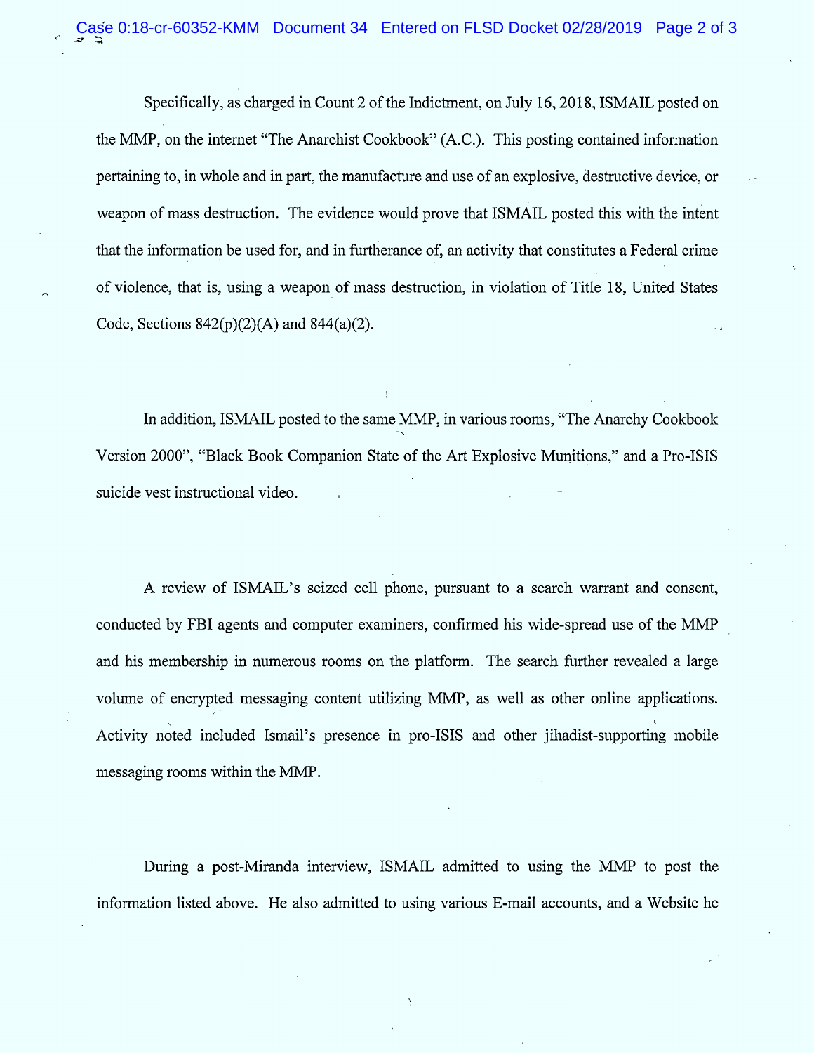Specifically, as charged in Count 2 of the Indictment, on July 16, 2018, ISMAIL posted on the MMP, on the internet "The Anarchist Cookbook" (A.C.). This posting contained information pertaining to, in whole and in part, the manufacture and use of an explosive, destructive device, or weapon of mass destruction. The evidence would prove that ISMAIL posted this with the intent that the information be used for, and in furtherance of, an activity that constitutes a Federal crime of violence, that is, using a weapon of mass destruction, in violation of Title 18, United States Code, Sections 842(p)(2)(A) and 844(a)(2).

In addition, ISMAIL posted to the same MMP, in various rooms, "The Anarchy Cookbook Version 2000", "Black Book Companion State of the Art Explosive Munitions," and a Pro-ISIS suicide vest instructional video.

A review of ISMAIL's seized cell phone, pursuant to a search warrant and consent, conducted by FBI agents and computer examiners, confirmed his wide-spread use of the MMP and his membership in numerous rooms on the platform. The search further revealed a large volume of encrypted messaging content utilizing MMP, as well as other online applications. Activity noted included Ismail's presence in pro-ISIS and other jihadist-supporting mobile messaging rooms within the MMP.

During a post-Miranda interview, ISMAIL admitted to using the MMP to post the information listed above. He also admitted to using various E-mail accounts, and a Website he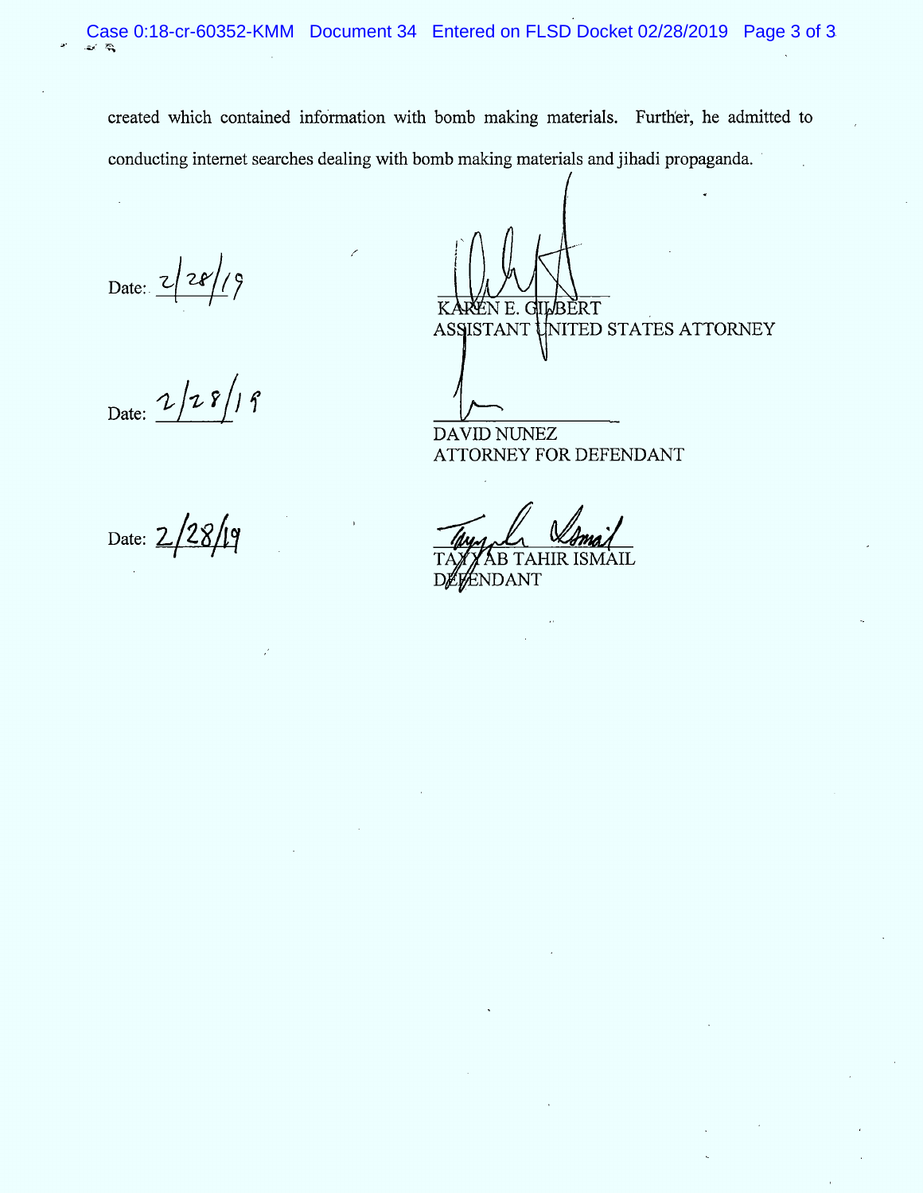created which contained information with bomb making materials. Further, he admitted to conducting internet searches dealing with bomb making materials and jihadi propaganda.

Date: 2/28/19

KAREN E. GILBERT
ASSISTANT UNITED STATES ATTORNEY

Date: 2/28/19

DAVID NUNEZ
ATTORNEY FOR DEFENDANT

Date: 2/28/19

TAYYAB TAHIR ISMAIL
DEFENDANT